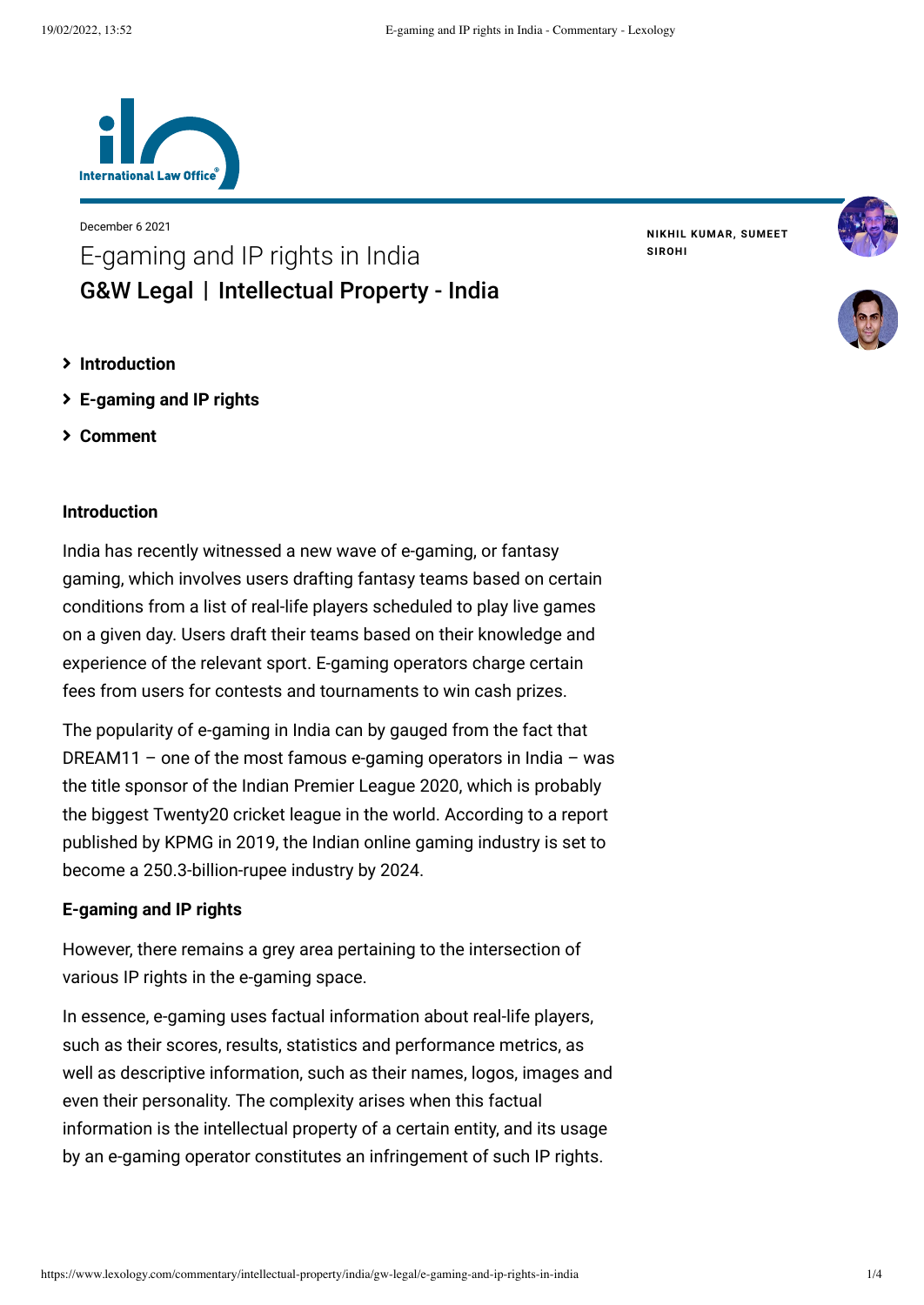December 6 2021

# E-gaming and IP rights in India

## G&W Legal | Intellectual Property - India

**NIKHIL KUMAR, SUMEET SIROHI**

- **Introduction**
- **E-gaming and IP rights**
- **Comment**

### Introduction

India has recently witnessed a new wave of e-gaming, or fantasy gaming, which involves users drafting fantasy teams based on certain conditions from a list of real-life players scheduled to play live games on a given day. Users draft their teams based on their knowledge and experience of the relevant sport. E-gaming operators charge certain fees from users for contests and tournaments to win cash prizes.

The popularity of e-gaming in India can by gauged from the fact that DREAM11 – one of the most famous e-gaming operators in India – was the title sponsor of the Indian Premier League 2020, which is probably the biggest Twenty20 cricket league in the world. According to a report published by KPMG in 2019, the Indian online gaming industry is set to become a 250.3-billion-rupee industry by 2024.

### E-gaming and IP rights

However, there remains a grey area pertaining to the intersection of various IP rights in the e-gaming space.

In essence, e-gaming uses factual information about real-life players, such as their scores, results, statistics and performance metrics, as well as descriptive information, such as their names, logos, images and even their personality. The complexity arises when this factual information is the intellectual property of a certain entity, and its usage by an e-gaming operator constitutes an infringement of such IP rights.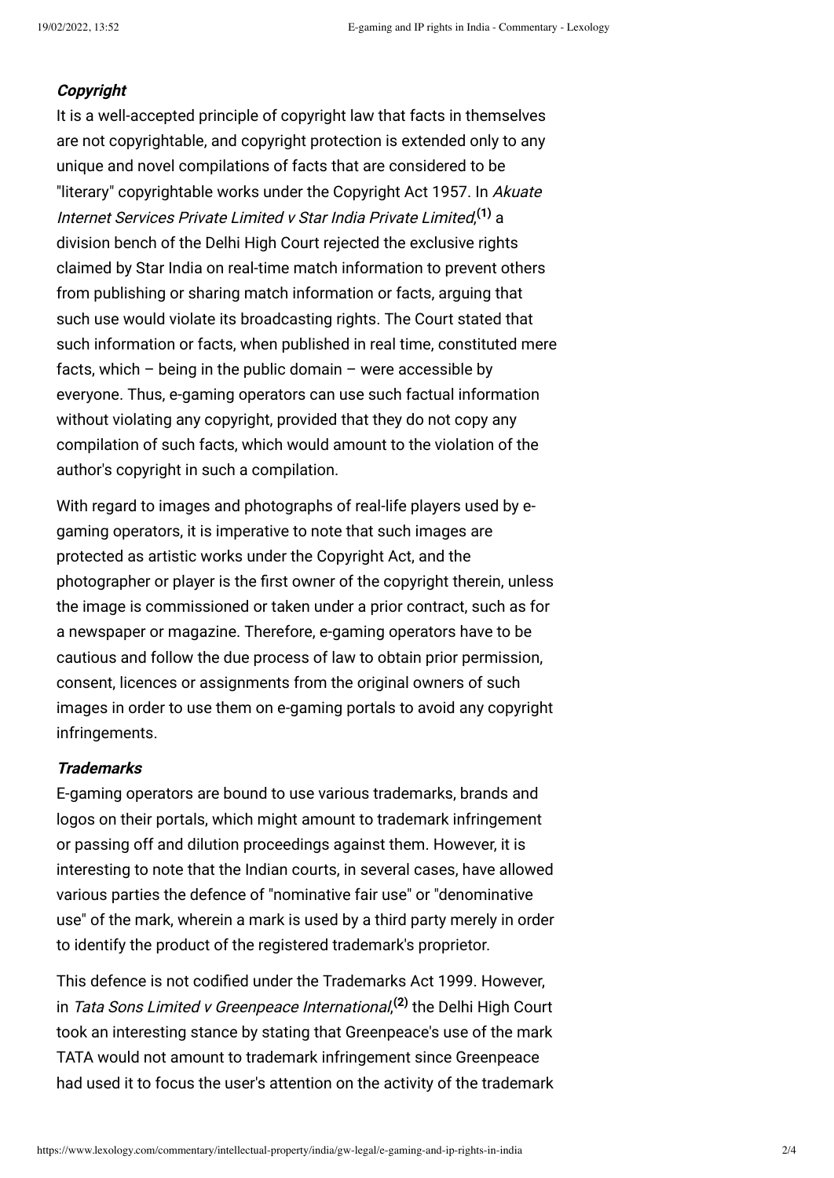### *Copyright*

It is a well-accepted principle of copyright law that facts in themselves are not copyrightable, and copyright protection is extended only to any unique and novel compilations of facts that are considered to be "literary" copyrightable works under the Copyright Act 1957. In *Akuate Internet Services Private Limited v Star India Private Limited*,[(1)] a division bench of the Delhi High Court rejected the exclusive rights claimed by Star India on real-time match information to prevent others from publishing or sharing match information or facts, arguing that such use would violate its broadcasting rights. The Court stated that such information or facts, when published in real time, constituted mere facts, which – being in the public domain – were accessible by everyone. Thus, e-gaming operators can use such factual information without violating any copyright, provided that they do not copy any compilation of such facts, which would amount to the violation of the author's copyright in such a compilation.

With regard to images and photographs of real-life players used by e-gaming operators, it is imperative to note that such images are protected as artistic works under the Copyright Act, and the photographer or player is the first owner of the copyright therein, unless the image is commissioned or taken under a prior contract, such as for a newspaper or magazine. Therefore, e-gaming operators have to be cautious and follow the due process of law to obtain prior permission, consent, licences or assignments from the original owners of such images in order to use them on e-gaming portals to avoid any copyright infringements.

### *Trademarks*

E-gaming operators are bound to use various trademarks, brands and logos on their portals, which might amount to trademark infringement or passing off and dilution proceedings against them. However, it is interesting to note that the Indian courts, in several cases, have allowed various parties the defence of "nominative fair use" or "denominative use" of the mark, wherein a mark is used by a third party merely in order to identify the product of the registered trademark's proprietor.

This defence is not codified under the Trademarks Act 1999. However, in *Tata Sons Limited v Greenpeace International*,[(2)] the Delhi High Court took an interesting stance by stating that Greenpeace's use of the mark TATA would not amount to trademark infringement since Greenpeace had used it to focus the user's attention on the activity of the trademark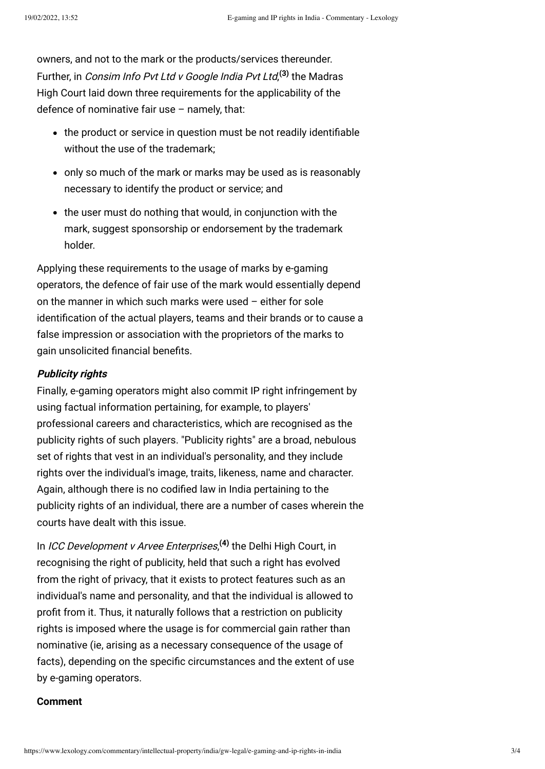owners, and not to the mark or the products/services thereunder. Further, in *Consim Info Pvt Ltd v Google India Pvt Ltd*,[(3)] the Madras High Court laid down three requirements for the applicability of the defence of nominative fair use – namely, that:

- the product or service in question must be not readily identifiable without the use of the trademark;
- only so much of the mark or marks may be used as is reasonably necessary to identify the product or service; and
- the user must do nothing that would, in conjunction with the mark, suggest sponsorship or endorsement by the trademark holder.

Applying these requirements to the usage of marks by e-gaming operators, the defence of fair use of the mark would essentially depend on the manner in which such marks were used – either for sole identification of the actual players, teams and their brands or to cause a false impression or association with the proprietors of the marks to gain unsolicited financial benefits.

***Publicity rights***

Finally, e-gaming operators might also commit IP right infringement by using factual information pertaining, for example, to players' professional careers and characteristics, which are recognised as the publicity rights of such players. "Publicity rights" are a broad, nebulous set of rights that vest in an individual's personality, and they include rights over the individual's image, traits, likeness, name and character. Again, although there is no codified law in India pertaining to the publicity rights of an individual, there are a number of cases wherein the courts have dealt with this issue.

In *ICC Development v Arvee Enterprises*,[(4)] the Delhi High Court, in recognising the right of publicity, held that such a right has evolved from the right of privacy, that it exists to protect features such as an individual's name and personality, and that the individual is allowed to profit from it. Thus, it naturally follows that a restriction on publicity rights is imposed where the usage is for commercial gain rather than nominative (ie, arising as a necessary consequence of the usage of facts), depending on the specific circumstances and the extent of use by e-gaming operators.

**Comment**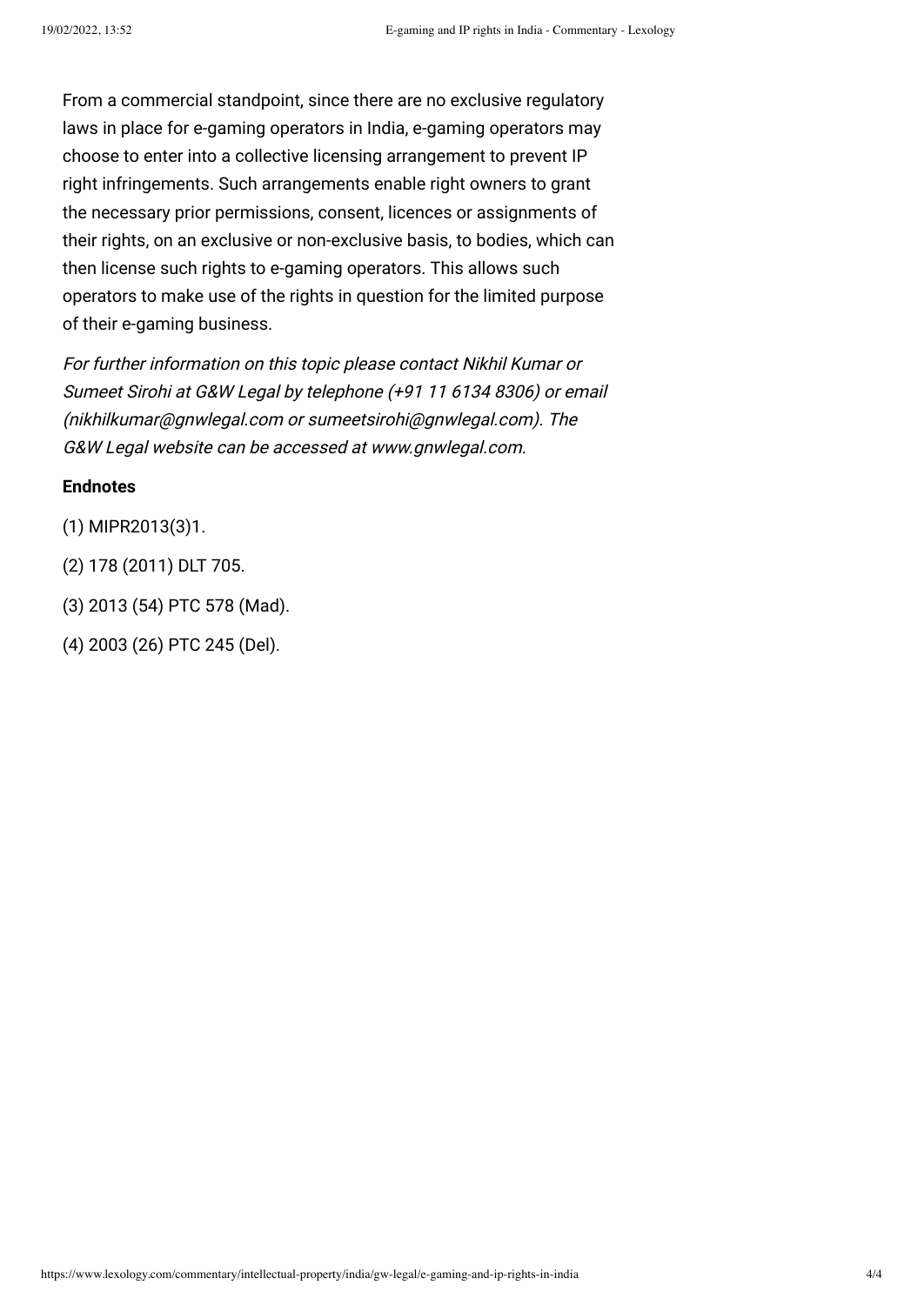From a commercial standpoint, since there are no exclusive regulatory laws in place for e-gaming operators in India, e-gaming operators may choose to enter into a collective licensing arrangement to prevent IP right infringements. Such arrangements enable right owners to grant the necessary prior permissions, consent, licences or assignments of their rights, on an exclusive or non-exclusive basis, to bodies, which can then license such rights to e-gaming operators. This allows such operators to make use of the rights in question for the limited purpose of their e-gaming business.

*For further information on this topic please contact Nikhil Kumar or Sumeet Sirohi at G&W Legal by telephone (+91 11 6134 8306) or email (nikhilkumar@gnwlegal.com or sumeetsirohi@gnwlegal.com). The G&W Legal website can be accessed at www.gnwlegal.com.*

**Endnotes**

(1) MIPR2013(3)1.

(2) 178 (2011) DLT 705.

(3) 2013 (54) PTC 578 (Mad).

(4) 2003 (26) PTC 245 (Del).